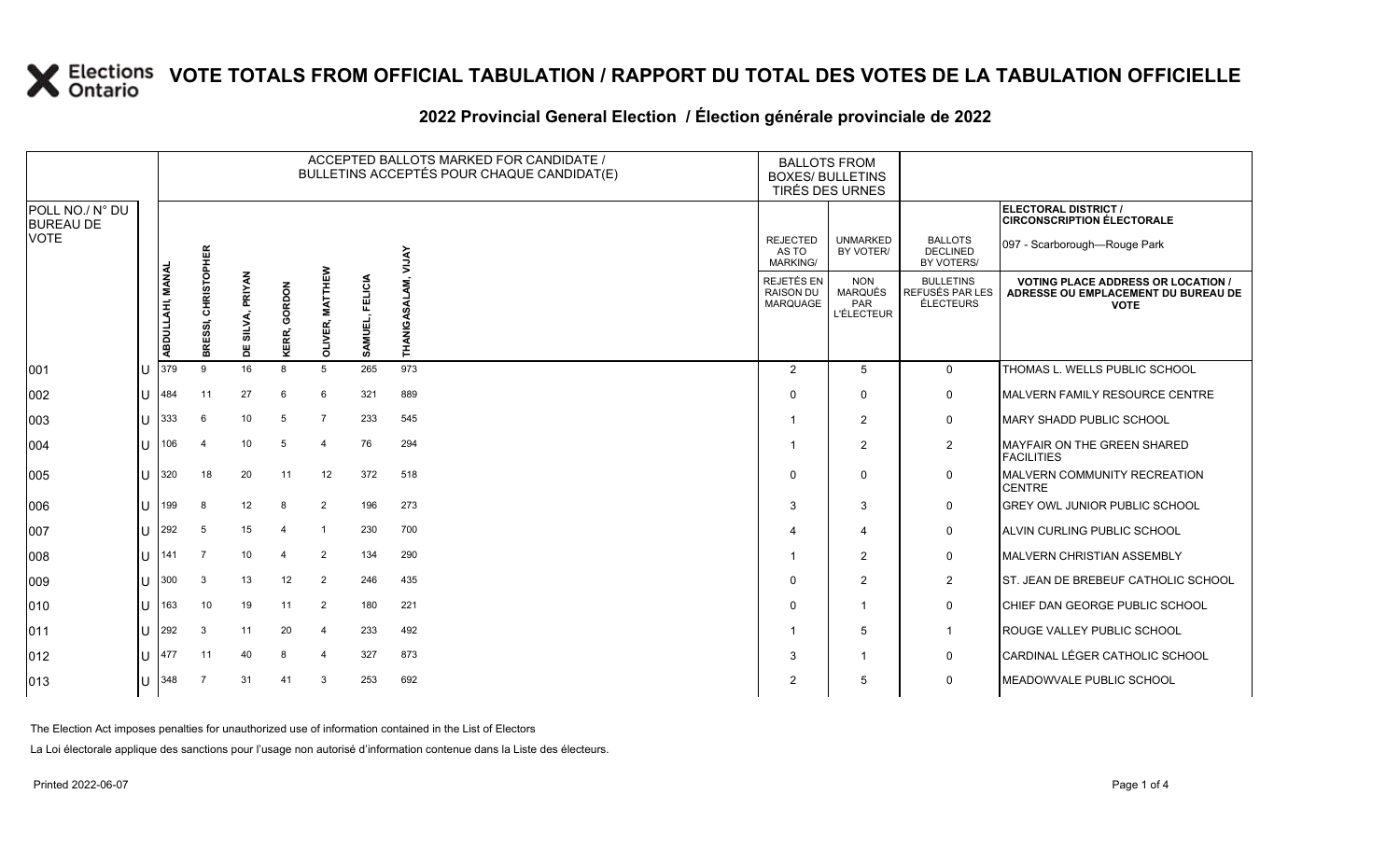# VOTE TOTALS FROM OFFICIAL TABULATION / RAPPORT DU TOTAL DES VOTES DE LA TABULATION OFFICIELLE

## 2022 Provincial General Election / Élection générale provinciale de 2022

| POLL NO./ N° DU BUREAU DE VOTE | | ACCEPTED BALLOTS MARKED FOR CANDIDATE / BULLETINS ACCEPTÉS POUR CHAQUE CANDIDAT(E) | | | | | | | BALLOTS FROM BOXES/ BULLETINS TIRÉS DES URNES | | | ELECTORAL DISTRICT / CIRCONSCRIPTION ÉLECTORALE 097 - Scarborough—Rouge Park |
|---|---|---|---|---|---|---|---|---|---|---|---|---|
| | | ABDULLAHI, MANAL | BRESSI, CHRISTOPHER | DE SILVA, PRIYAN | KERR, GORDON | OLIVER, MATTHEW | SAMUEL, FELICIA | THANIGASALAM, VIJAY | REJECTED AS TO MARKING/ REJETÉS EN RAISON DU MARQUAGE | UNMARKED BY VOTER/ NON MARQUÉS PAR L'ÉLECTEUR | BALLOTS DECLINED BY VOTERS/ BULLETINS REFUSÉS PAR LES ÉLECTEURS | VOTING PLACE ADDRESS OR LOCATION / ADRESSE OU EMPLACEMENT DU BUREAU DE VOTE |
| 001 | U | 379 | 9 | 16 | 8 | 5 | 265 | 973 | 2 | 5 | 0 | THOMAS L. WELLS PUBLIC SCHOOL |
| 002 | U | 484 | 11 | 27 | 6 | 6 | 321 | 889 | 0 | 0 | 0 | MALVERN FAMILY RESOURCE CENTRE |
| 003 | U | 333 | 6 | 10 | 5 | 7 | 233 | 545 | 1 | 2 | 0 | MARY SHADD PUBLIC SCHOOL |
| 004 | U | 106 | 4 | 10 | 5 | 4 | 76 | 294 | 1 | 2 | 2 | MAYFAIR ON THE GREEN SHARED FACILITIES |
| 005 | U | 320 | 18 | 20 | 11 | 12 | 372 | 518 | 0 | 0 | 0 | MALVERN COMMUNITY RECREATION CENTRE |
| 006 | U | 199 | 8 | 12 | 8 | 2 | 196 | 273 | 3 | 3 | 0 | GREY OWL JUNIOR PUBLIC SCHOOL |
| 007 | U | 292 | 5 | 15 | 4 | 1 | 230 | 700 | 4 | 4 | 0 | ALVIN CURLING PUBLIC SCHOOL |
| 008 | U | 141 | 7 | 10 | 4 | 2 | 134 | 290 | 1 | 2 | 0 | MALVERN CHRISTIAN ASSEMBLY |
| 009 | U | 300 | 3 | 13 | 12 | 2 | 246 | 435 | 0 | 2 | 2 | ST. JEAN DE BREBEUF CATHOLIC SCHOOL |
| 010 | U | 163 | 10 | 19 | 11 | 2 | 180 | 221 | 0 | 1 | 0 | CHIEF DAN GEORGE PUBLIC SCHOOL |
| 011 | U | 292 | 3 | 11 | 20 | 4 | 233 | 492 | 1 | 5 | 1 | ROUGE VALLEY PUBLIC SCHOOL |
| 012 | U | 477 | 11 | 40 | 8 | 4 | 327 | 873 | 3 | 1 | 0 | CARDINAL LÉGER CATHOLIC SCHOOL |
| 013 | U | 348 | 7 | 31 | 41 | 3 | 253 | 692 | 2 | 5 | 0 | MEADOWVALE PUBLIC SCHOOL |

The Election Act imposes penalties for unauthorized use of information contained in the List of Electors

La Loi électorale applique des sanctions pour l'usage non autorisé d'information contenue dans la Liste des électeurs.

Printed 2022-06-07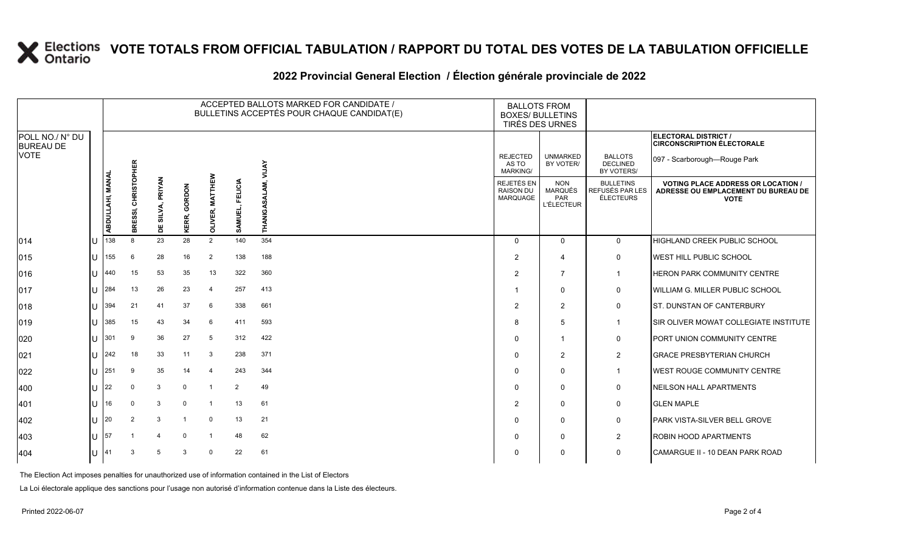# VOTE TOTALS FROM OFFICIAL TABULATION / RAPPORT DU TOTAL DES VOTES DE LA TABULATION OFFICIELLE

## 2022 Provincial General Election / Élection générale provinciale de 2022

| POLL NO./ N° DU BUREAU DE VOTE | | ACCEPTED BALLOTS MARKED FOR CANDIDATE / BULLETINS ACCEPTÉS POUR CHAQUE CANDIDAT(E) | | | | | | | BALLOTS FROM BOXES/ BULLETINS TIRÉS DES URNES | | | ELECTORAL DISTRICT / CIRCONSCRIPTION ÉLECTORALE 097 - Scarborough—Rouge Park |
|---|---|---|---|---|---|---|---|---|---|---|---|---|
| | | ABDULLAHI, MANAL | BRESSI, CHRISTOPHER | DE SILVA, PRIYAN | KERR, GORDON | OLIVER, MATTHEW | SAMUEL, FELICIA | THANIGASALAM, VIJAY | REJECTED AS TO MARKING/ REJETÉS EN RAISON DU MARQUAGE | UNMARKED BY VOTER/ NON MARQUÉS PAR L'ÉLECTEUR | BALLOTS DECLINED BY VOTERS/ BULLETINS REFUSÉS PAR LES ÉLECTEURS | VOTING PLACE ADDRESS OR LOCATION / ADRESSE OU EMPLACEMENT DU BUREAU DE VOTE |
| 014 | U | 138 | 8 | 23 | 28 | 2 | 140 | 354 | 0 | 0 | 0 | HIGHLAND CREEK PUBLIC SCHOOL |
| 015 | U | 155 | 6 | 28 | 16 | 2 | 138 | 188 | 2 | 4 | 0 | WEST HILL PUBLIC SCHOOL |
| 016 | U | 440 | 15 | 53 | 35 | 13 | 322 | 360 | 2 | 7 | 1 | HERON PARK COMMUNITY CENTRE |
| 017 | U | 284 | 13 | 26 | 23 | 4 | 257 | 413 | 1 | 0 | 0 | WILLIAM G. MILLER PUBLIC SCHOOL |
| 018 | U | 394 | 21 | 41 | 37 | 6 | 338 | 661 | 2 | 2 | 0 | ST. DUNSTAN OF CANTERBURY |
| 019 | U | 385 | 15 | 43 | 34 | 6 | 411 | 593 | 8 | 5 | 1 | SIR OLIVER MOWAT COLLEGIATE INSTITUTE |
| 020 | U | 301 | 9 | 36 | 27 | 5 | 312 | 422 | 0 | 1 | 0 | PORT UNION COMMUNITY CENTRE |
| 021 | U | 242 | 18 | 33 | 11 | 3 | 238 | 371 | 0 | 2 | 2 | GRACE PRESBYTERIAN CHURCH |
| 022 | U | 251 | 9 | 35 | 14 | 4 | 243 | 344 | 0 | 0 | 1 | WEST ROUGE COMMUNITY CENTRE |
| 400 | U | 22 | 0 | 3 | 0 | 1 | 2 | 49 | 0 | 0 | 0 | NEILSON HALL APARTMENTS |
| 401 | U | 16 | 0 | 3 | 0 | 1 | 13 | 61 | 2 | 0 | 0 | GLEN MAPLE |
| 402 | U | 20 | 2 | 3 | 1 | 0 | 13 | 21 | 0 | 0 | 0 | PARK VISTA-SILVER BELL GROVE |
| 403 | U | 57 | 1 | 4 | 0 | 1 | 48 | 62 | 0 | 0 | 2 | ROBIN HOOD APARTMENTS |
| 404 | U | 41 | 3 | 5 | 3 | 0 | 22 | 61 | 0 | 0 | 0 | CAMARGUE II - 10 DEAN PARK ROAD |

The Election Act imposes penalties for unauthorized use of information contained in the List of Electors

La Loi électorale applique des sanctions pour l'usage non autorisé d'information contenue dans la Liste des électeurs.

Printed 2022-06-07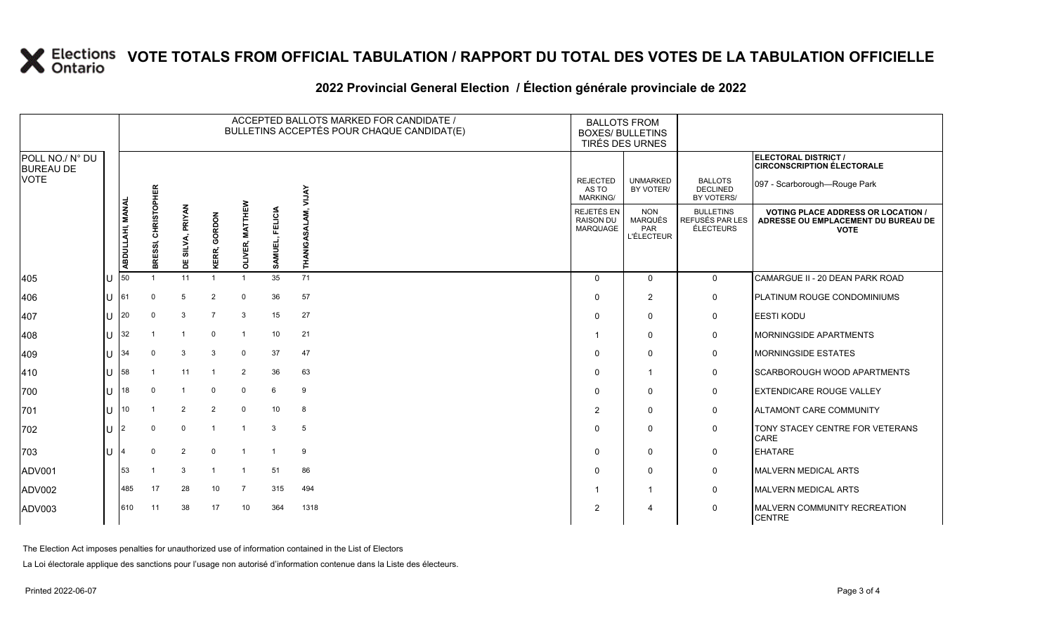# VOTE TOTALS FROM OFFICIAL TABULATION / RAPPORT DU TOTAL DES VOTES DE LA TABULATION OFFICIELLE

## 2022 Provincial General Election / Élection générale provinciale de 2022

**ELECTORAL DISTRICT / CIRCONSCRIPTION ÉLECTORALE:** 097 - Scarborough—Rouge Park

| POLL NO./ N° DU BUREAU DE VOTE | | ABDULLAHI, MANAL | BRESSI, CHRISTOPHER | DE SILVA, PRIYAN | KERR, GORDON | OLIVER, MATTHEW | SAMUEL, FELICIA | THANIGASALAM, VIJAY | REJECTED AS TO MARKING/ REJETÉS EN RAISON DU MARQUAGE | UNMARKED BY VOTER/ NON MARQUÉS PAR L'ÉLECTEUR | BALLOTS DECLINED BY VOTERS/ BULLETINS REFUSÉS PAR LES ÉLECTEURS | VOTING PLACE ADDRESS OR LOCATION / ADRESSE OU EMPLACEMENT DU BUREAU DE VOTE |
|---|---|---|---|---|---|---|---|---|---|---|---|---|
| 405 | U | 50 | 1 | 11 | 1 | 1 | 35 | 71 | 0 | 0 | 0 | CAMARGUE II - 20 DEAN PARK ROAD |
| 406 | U | 61 | 0 | 5 | 2 | 0 | 36 | 57 | 0 | 2 | 0 | PLATINUM ROUGE CONDOMINIUMS |
| 407 | U | 20 | 0 | 3 | 7 | 3 | 15 | 27 | 0 | 0 | 0 | EESTI KODU |
| 408 | U | 32 | 1 | 1 | 0 | 1 | 10 | 21 | 1 | 0 | 0 | MORNINGSIDE APARTMENTS |
| 409 | U | 34 | 0 | 3 | 3 | 0 | 37 | 47 | 0 | 0 | 0 | MORNINGSIDE ESTATES |
| 410 | U | 58 | 1 | 11 | 1 | 2 | 36 | 63 | 0 | 1 | 0 | SCARBOROUGH WOOD APARTMENTS |
| 700 | U | 18 | 0 | 1 | 0 | 0 | 6 | 9 | 0 | 0 | 0 | EXTENDICARE ROUGE VALLEY |
| 701 | U | 10 | 1 | 2 | 2 | 0 | 10 | 8 | 2 | 0 | 0 | ALTAMONT CARE COMMUNITY |
| 702 | U | 2 | 0 | 0 | 1 | 1 | 3 | 5 | 0 | 0 | 0 | TONY STACEY CENTRE FOR VETERANS CARE |
| 703 | U | 4 | 0 | 2 | 0 | 1 | 1 | 9 | 0 | 0 | 0 | EHATARE |
| ADV001 | | 53 | 1 | 3 | 1 | 1 | 51 | 86 | 0 | 0 | 0 | MALVERN MEDICAL ARTS |
| ADV002 | | 485 | 17 | 28 | 10 | 7 | 315 | 494 | 1 | 1 | 0 | MALVERN MEDICAL ARTS |
| ADV003 | | 610 | 11 | 38 | 17 | 10 | 364 | 1318 | 2 | 4 | 0 | MALVERN COMMUNITY RECREATION CENTRE |

The Election Act imposes penalties for unauthorized use of information contained in the List of Electors

La Loi électorale applique des sanctions pour l'usage non autorisé d'information contenue dans la Liste des électeurs.

Printed 2022-06-07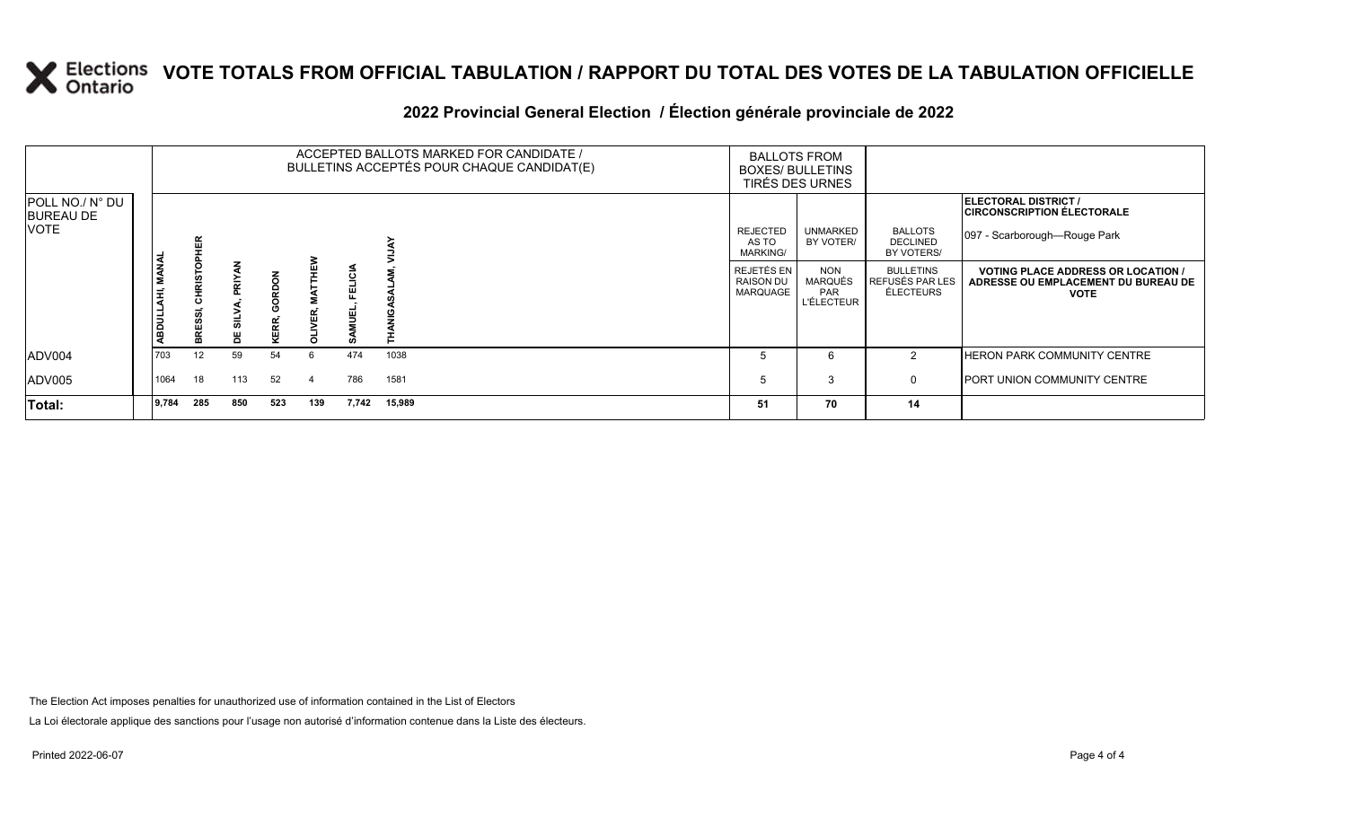# VOTE TOTALS FROM OFFICIAL TABULATION / RAPPORT DU TOTAL DES VOTES DE LA TABULATION OFFICIELLE

## 2022 Provincial General Election / Élection générale provinciale de 2022

| POLL NO./ N° DU BUREAU DE VOTE | ACCEPTED BALLOTS MARKED FOR CANDIDATE / BULLETINS ACCEPTÉS POUR CHAQUE CANDIDAT(E) | | | | | | | BALLOTS FROM BOXES/ BULLETINS TIRÉS DES URNES | | | ELECTORAL DISTRICT / CIRCONSCRIPTION ÉLECTORALE 097 - Scarborough—Rouge Park |
|---|---|---|---|---|---|---|---|---|---|---|---|
| | ABDULLAHI, MANAL | BRESSI, CHRISTOPHER | DE SILVA, PRIYAN | KERR, GORDON | OLIVER, MATTHEW | SAMUEL, FELICIA | THANIGASALAM, VIJAY | REJECTED AS TO MARKING/ REJETÉS EN RAISON DU MARQUAGE | UNMARKED BY VOTER/ NON MARQUÉS PAR L'ÉLECTEUR | BALLOTS DECLINED BY VOTERS/ BULLETINS REFUSÉS PAR LES ÉLECTEURS | VOTING PLACE ADDRESS OR LOCATION / ADRESSE OU EMPLACEMENT DU BUREAU DE VOTE |
| ADV004 | 703 | 12 | 59 | 54 | 6 | 474 | 1038 | 5 | 6 | 2 | HERON PARK COMMUNITY CENTRE |
| ADV005 | 1064 | 18 | 113 | 52 | 4 | 786 | 1581 | 5 | 3 | 0 | PORT UNION COMMUNITY CENTRE |
| **Total:** | **9,784** | **285** | **850** | **523** | **139** | **7,742** | **15,989** | **51** | **70** | **14** | |

The Election Act imposes penalties for unauthorized use of information contained in the List of Electors

La Loi électorale applique des sanctions pour l'usage non autorisé d'information contenue dans la Liste des électeurs.

Printed 2022-06-07